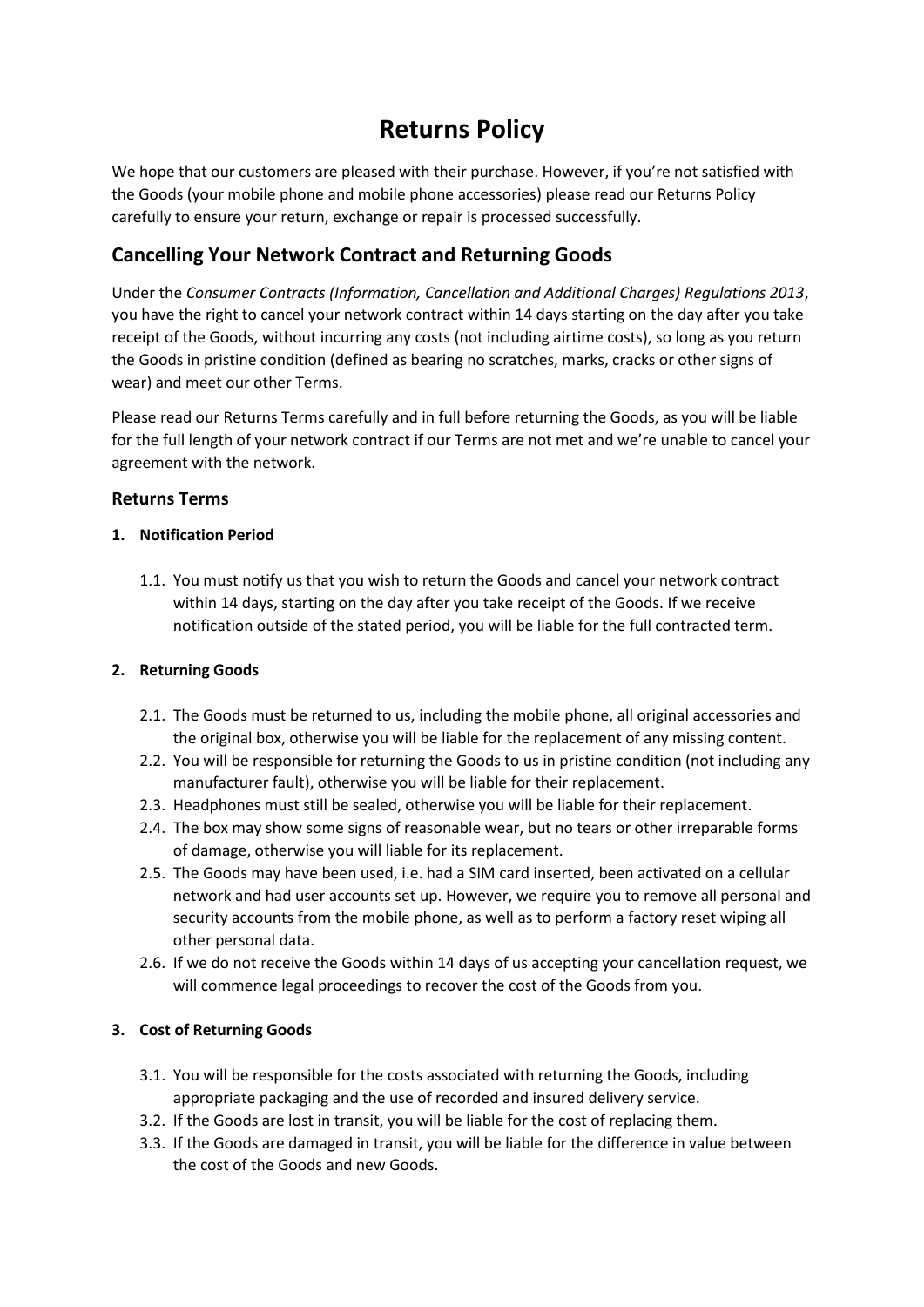# Returns Policy

We hope that our customers are pleased with their purchase. However, if you're not satisfied with the Goods (your mobile phone and mobile phone accessories) please read our Returns Policy carefully to ensure your return, exchange or repair is processed successfully.

## Cancelling Your Network Contract and Returning Goods

Under the *Consumer Contracts (Information, Cancellation and Additional Charges) Regulations 2013*, you have the right to cancel your network contract within 14 days starting on the day after you take receipt of the Goods, without incurring any costs (not including airtime costs), so long as you return the Goods in pristine condition (defined as bearing no scratches, marks, cracks or other signs of wear) and meet our other Terms.

Please read our Returns Terms carefully and in full before returning the Goods, as you will be liable for the full length of your network contract if our Terms are not met and we're unable to cancel your agreement with the network.

### Returns Terms

**1. Notification Period**

1.1. You must notify us that you wish to return the Goods and cancel your network contract within 14 days, starting on the day after you take receipt of the Goods. If we receive notification outside of the stated period, you will be liable for the full contracted term.

**2. Returning Goods**

2.1. The Goods must be returned to us, including the mobile phone, all original accessories and the original box, otherwise you will be liable for the replacement of any missing content.

2.2. You will be responsible for returning the Goods to us in pristine condition (not including any manufacturer fault), otherwise you will be liable for their replacement.

2.3. Headphones must still be sealed, otherwise you will be liable for their replacement.

2.4. The box may show some signs of reasonable wear, but no tears or other irreparable forms of damage, otherwise you will liable for its replacement.

2.5. The Goods may have been used, i.e. had a SIM card inserted, been activated on a cellular network and had user accounts set up. However, we require you to remove all personal and security accounts from the mobile phone, as well as to perform a factory reset wiping all other personal data.

2.6. If we do not receive the Goods within 14 days of us accepting your cancellation request, we will commence legal proceedings to recover the cost of the Goods from you.

**3. Cost of Returning Goods**

3.1. You will be responsible for the costs associated with returning the Goods, including appropriate packaging and the use of recorded and insured delivery service.

3.2. If the Goods are lost in transit, you will be liable for the cost of replacing them.

3.3. If the Goods are damaged in transit, you will be liable for the difference in value between the cost of the Goods and new Goods.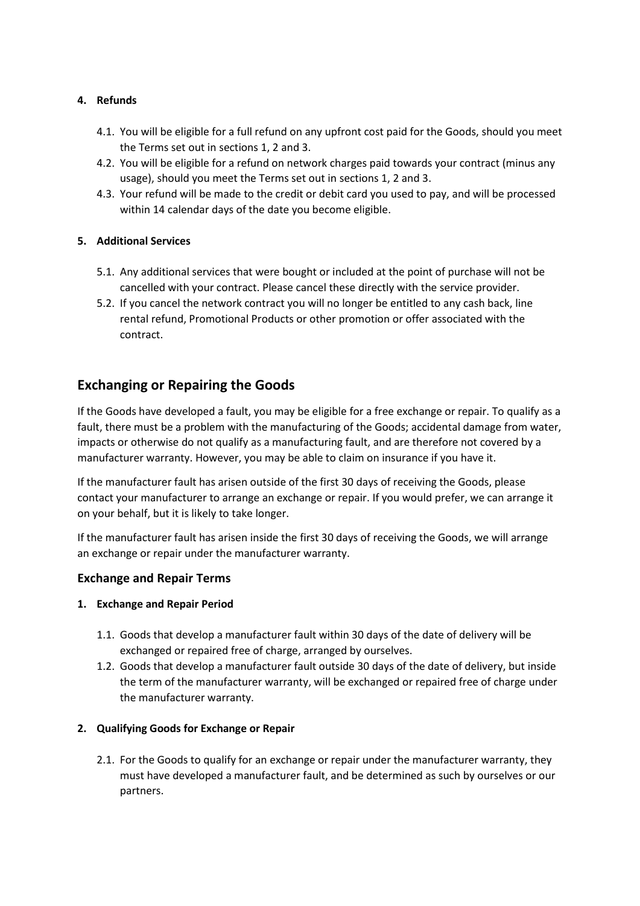**4. Refunds**

4.1. You will be eligible for a full refund on any upfront cost paid for the Goods, should you meet the Terms set out in sections 1, 2 and 3.

4.2. You will be eligible for a refund on network charges paid towards your contract (minus any usage), should you meet the Terms set out in sections 1, 2 and 3.

4.3. Your refund will be made to the credit or debit card you used to pay, and will be processed within 14 calendar days of the date you become eligible.

**5. Additional Services**

5.1. Any additional services that were bought or included at the point of purchase will not be cancelled with your contract. Please cancel these directly with the service provider.

5.2. If you cancel the network contract you will no longer be entitled to any cash back, line rental refund, Promotional Products or other promotion or offer associated with the contract.

## Exchanging or Repairing the Goods

If the Goods have developed a fault, you may be eligible for a free exchange or repair. To qualify as a fault, there must be a problem with the manufacturing of the Goods; accidental damage from water, impacts or otherwise do not qualify as a manufacturing fault, and are therefore not covered by a manufacturer warranty. However, you may be able to claim on insurance if you have it.

If the manufacturer fault has arisen outside of the first 30 days of receiving the Goods, please contact your manufacturer to arrange an exchange or repair. If you would prefer, we can arrange it on your behalf, but it is likely to take longer.

If the manufacturer fault has arisen inside the first 30 days of receiving the Goods, we will arrange an exchange or repair under the manufacturer warranty.

### Exchange and Repair Terms

**1. Exchange and Repair Period**

1.1. Goods that develop a manufacturer fault within 30 days of the date of delivery will be exchanged or repaired free of charge, arranged by ourselves.

1.2. Goods that develop a manufacturer fault outside 30 days of the date of delivery, but inside the term of the manufacturer warranty, will be exchanged or repaired free of charge under the manufacturer warranty.

**2. Qualifying Goods for Exchange or Repair**

2.1. For the Goods to qualify for an exchange or repair under the manufacturer warranty, they must have developed a manufacturer fault, and be determined as such by ourselves or our partners.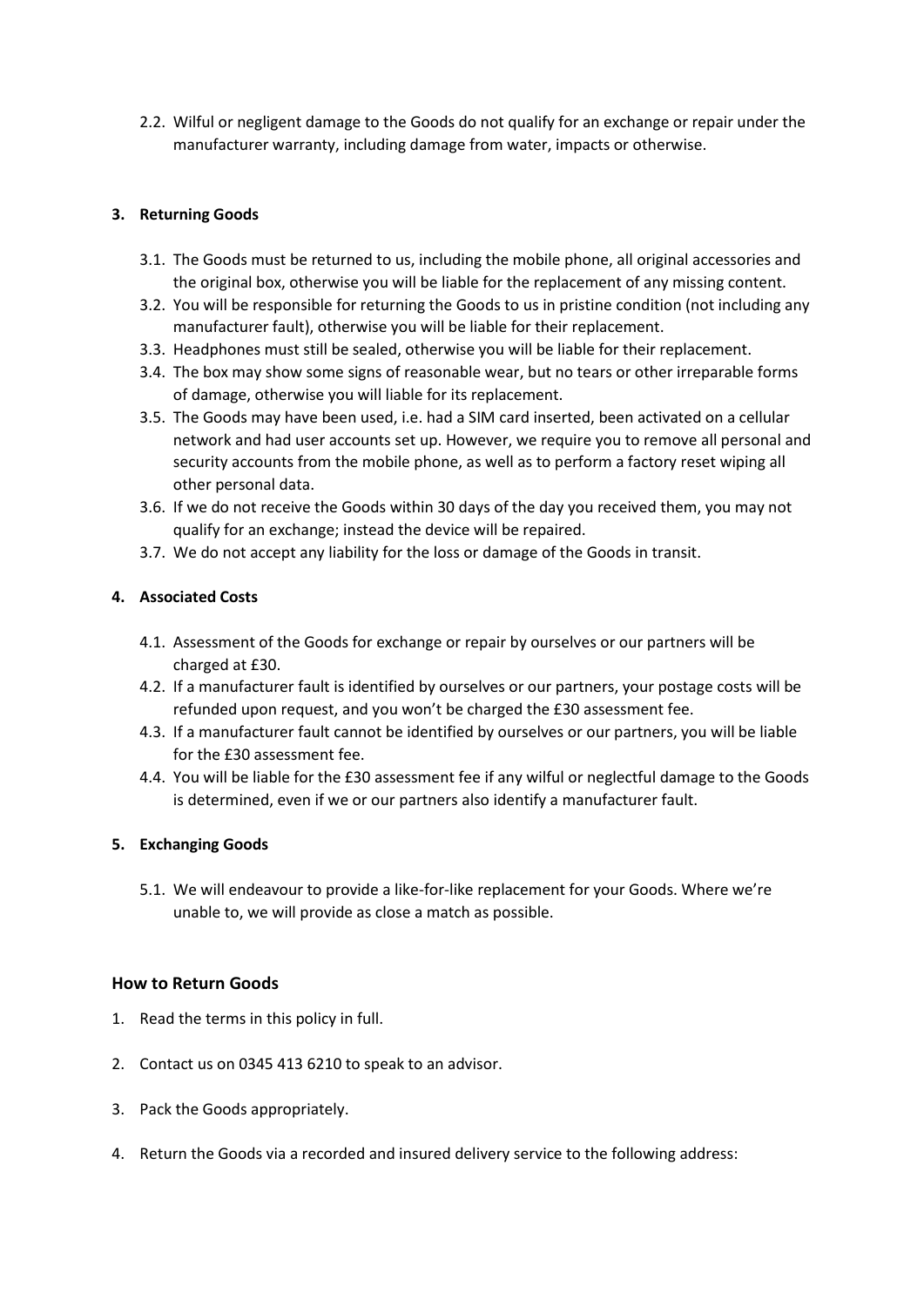2.2. Wilful or negligent damage to the Goods do not qualify for an exchange or repair under the manufacturer warranty, including damage from water, impacts or otherwise.

**3. Returning Goods**

3.1. The Goods must be returned to us, including the mobile phone, all original accessories and the original box, otherwise you will be liable for the replacement of any missing content.

3.2. You will be responsible for returning the Goods to us in pristine condition (not including any manufacturer fault), otherwise you will be liable for their replacement.

3.3. Headphones must still be sealed, otherwise you will be liable for their replacement.

3.4. The box may show some signs of reasonable wear, but no tears or other irreparable forms of damage, otherwise you will liable for its replacement.

3.5. The Goods may have been used, i.e. had a SIM card inserted, been activated on a cellular network and had user accounts set up. However, we require you to remove all personal and security accounts from the mobile phone, as well as to perform a factory reset wiping all other personal data.

3.6. If we do not receive the Goods within 30 days of the day you received them, you may not qualify for an exchange; instead the device will be repaired.

3.7. We do not accept any liability for the loss or damage of the Goods in transit.

**4. Associated Costs**

4.1. Assessment of the Goods for exchange or repair by ourselves or our partners will be charged at £30.

4.2. If a manufacturer fault is identified by ourselves or our partners, your postage costs will be refunded upon request, and you won't be charged the £30 assessment fee.

4.3. If a manufacturer fault cannot be identified by ourselves or our partners, you will be liable for the £30 assessment fee.

4.4. You will be liable for the £30 assessment fee if any wilful or neglectful damage to the Goods is determined, even if we or our partners also identify a manufacturer fault.

**5. Exchanging Goods**

5.1. We will endeavour to provide a like-for-like replacement for your Goods. Where we're unable to, we will provide as close a match as possible.

## How to Return Goods

1. Read the terms in this policy in full.

2. Contact us on 0345 413 6210 to speak to an advisor.

3. Pack the Goods appropriately.

4. Return the Goods via a recorded and insured delivery service to the following address: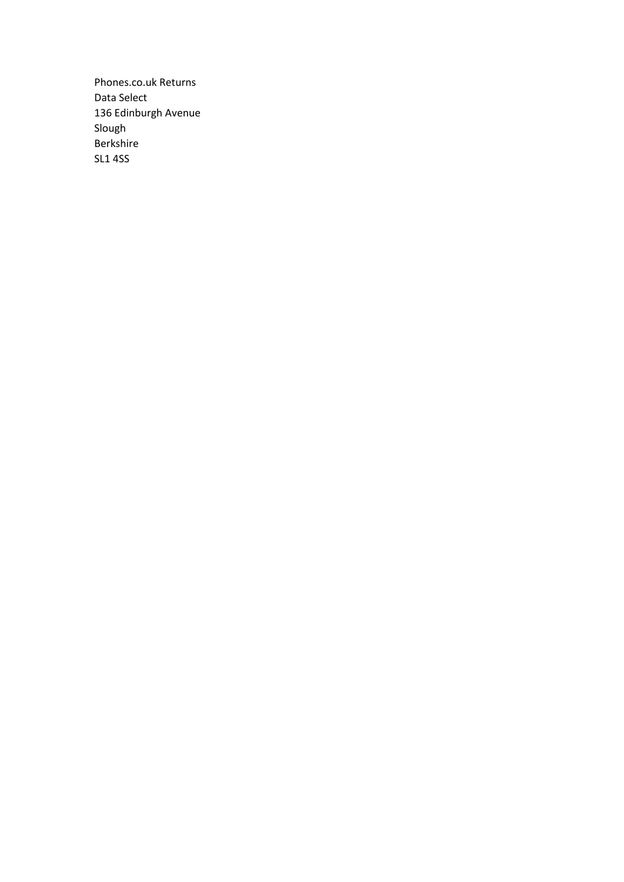Phones.co.uk Returns
Data Select
136 Edinburgh Avenue
Slough
Berkshire
SL1 4SS